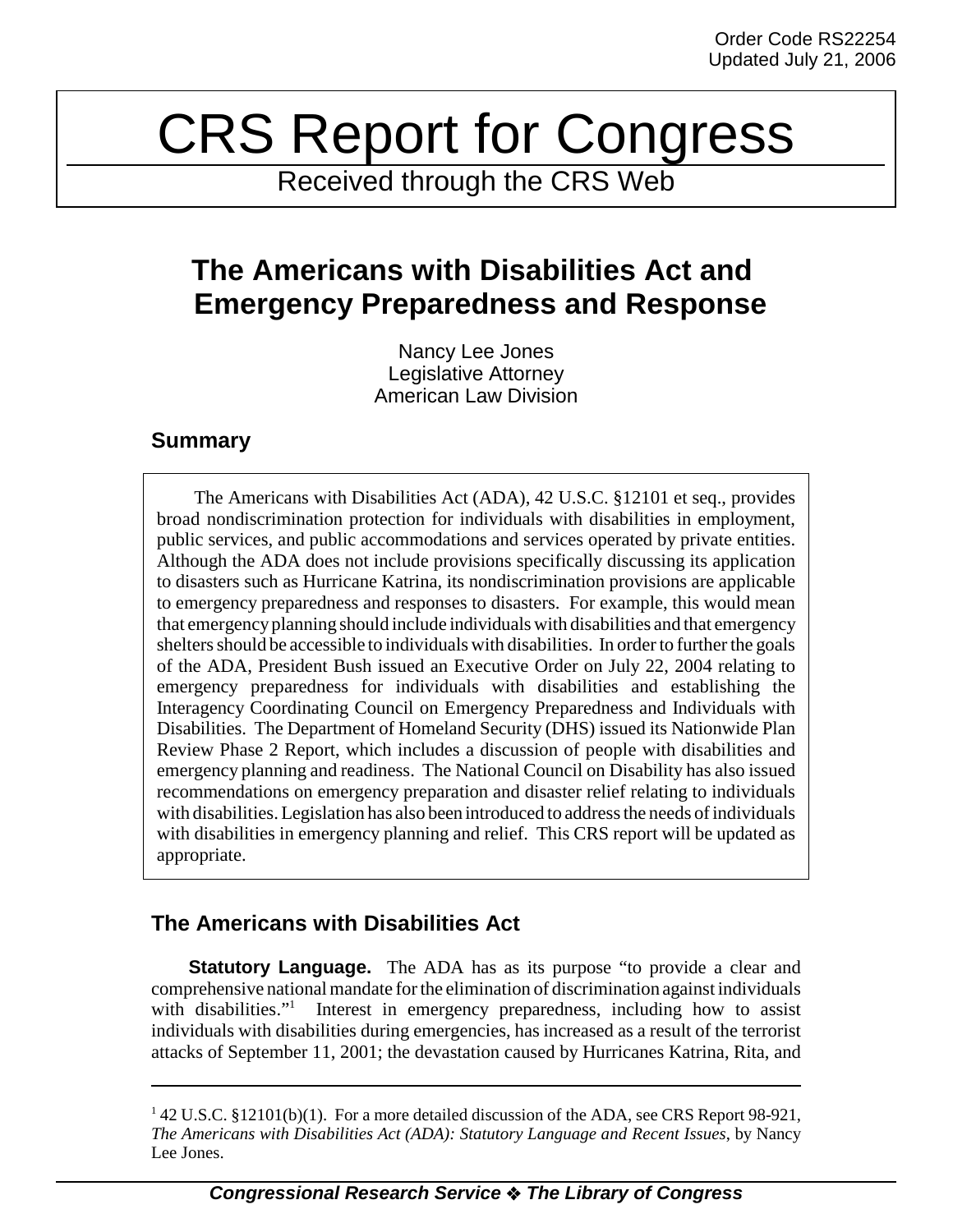Order Code RS22254
Updated July 21, 2006

# CRS Report for Congress

Received through the CRS Web

## The Americans with Disabilities Act and Emergency Preparedness and Response

Nancy Lee Jones
Legislative Attorney
American Law Division

### Summary

The Americans with Disabilities Act (ADA), 42 U.S.C. §12101 et seq., provides broad nondiscrimination protection for individuals with disabilities in employment, public services, and public accommodations and services operated by private entities. Although the ADA does not include provisions specifically discussing its application to disasters such as Hurricane Katrina, its nondiscrimination provisions are applicable to emergency preparedness and responses to disasters. For example, this would mean that emergency planning should include individuals with disabilities and that emergency shelters should be accessible to individuals with disabilities. In order to further the goals of the ADA, President Bush issued an Executive Order on July 22, 2004 relating to emergency preparedness for individuals with disabilities and establishing the Interagency Coordinating Council on Emergency Preparedness and Individuals with Disabilities. The Department of Homeland Security (DHS) issued its Nationwide Plan Review Phase 2 Report, which includes a discussion of people with disabilities and emergency planning and readiness. The National Council on Disability has also issued recommendations on emergency preparation and disaster relief relating to individuals with disabilities. Legislation has also been introduced to address the needs of individuals with disabilities in emergency planning and relief. This CRS report will be updated as appropriate.

### The Americans with Disabilities Act

**Statutory Language.** The ADA has as its purpose "to provide a clear and comprehensive national mandate for the elimination of discrimination against individuals with disabilities."[1] Interest in emergency preparedness, including how to assist individuals with disabilities during emergencies, has increased as a result of the terrorist attacks of September 11, 2001; the devastation caused by Hurricanes Katrina, Rita, and

[1] 42 U.S.C. §12101(b)(1). For a more detailed discussion of the ADA, see CRS Report 98-921, *The Americans with Disabilities Act (ADA): Statutory Language and Recent Issues*, by Nancy Lee Jones.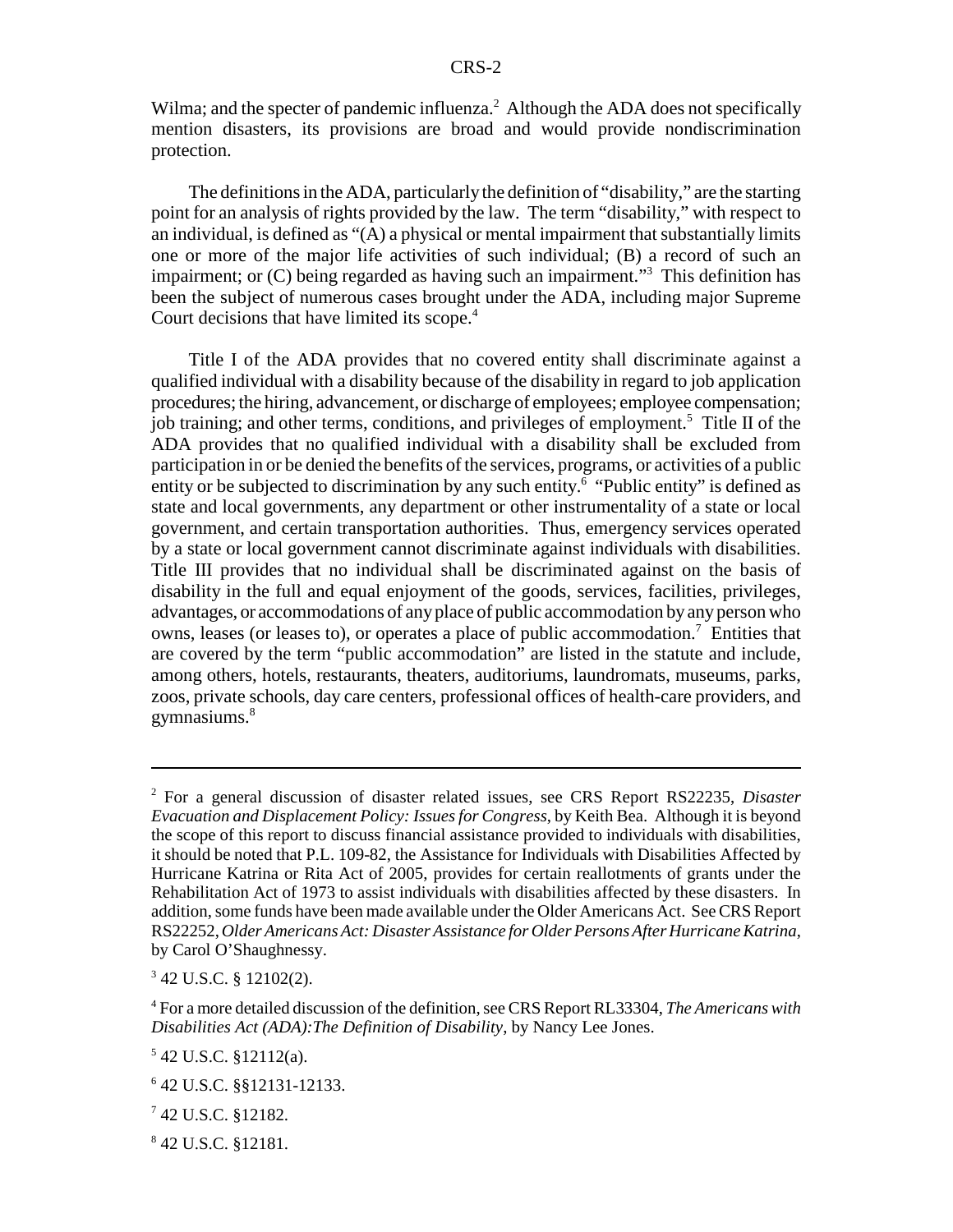Wilma; and the specter of pandemic influenza.[2] Although the ADA does not specifically mention disasters, its provisions are broad and would provide nondiscrimination protection.

The definitions in the ADA, particularly the definition of "disability," are the starting point for an analysis of rights provided by the law. The term "disability," with respect to an individual, is defined as "(A) a physical or mental impairment that substantially limits one or more of the major life activities of such individual; (B) a record of such an impairment; or (C) being regarded as having such an impairment."[3] This definition has been the subject of numerous cases brought under the ADA, including major Supreme Court decisions that have limited its scope.[4]

Title I of the ADA provides that no covered entity shall discriminate against a qualified individual with a disability because of the disability in regard to job application procedures; the hiring, advancement, or discharge of employees; employee compensation; job training; and other terms, conditions, and privileges of employment.[5] Title II of the ADA provides that no qualified individual with a disability shall be excluded from participation in or be denied the benefits of the services, programs, or activities of a public entity or be subjected to discrimination by any such entity.[6] "Public entity" is defined as state and local governments, any department or other instrumentality of a state or local government, and certain transportation authorities. Thus, emergency services operated by a state or local government cannot discriminate against individuals with disabilities. Title III provides that no individual shall be discriminated against on the basis of disability in the full and equal enjoyment of the goods, services, facilities, privileges, advantages, or accommodations of any place of public accommodation by any person who owns, leases (or leases to), or operates a place of public accommodation.[7] Entities that are covered by the term "public accommodation" are listed in the statute and include, among others, hotels, restaurants, theaters, auditoriums, laundromats, museums, parks, zoos, private schools, day care centers, professional offices of health-care providers, and gymnasiums.[8]

---

[2] For a general discussion of disaster related issues, see CRS Report RS22235, *Disaster Evacuation and Displacement Policy: Issues for Congress*, by Keith Bea. Although it is beyond the scope of this report to discuss financial assistance provided to individuals with disabilities, it should be noted that P.L. 109-82, the Assistance for Individuals with Disabilities Affected by Hurricane Katrina or Rita Act of 2005, provides for certain reallotments of grants under the Rehabilitation Act of 1973 to assist individuals with disabilities affected by these disasters. In addition, some funds have been made available under the Older Americans Act. See CRS Report RS22252, *Older Americans Act: Disaster Assistance for Older Persons After Hurricane Katrina*, by Carol O'Shaughnessy.

[3] 42 U.S.C. § 12102(2).

[4] For a more detailed discussion of the definition, see CRS Report RL33304, *The Americans with Disabilities Act (ADA):The Definition of Disability*, by Nancy Lee Jones.

[5] 42 U.S.C. §12112(a).

[6] 42 U.S.C. §§12131-12133.

[7] 42 U.S.C. §12182.

[8] 42 U.S.C. §12181.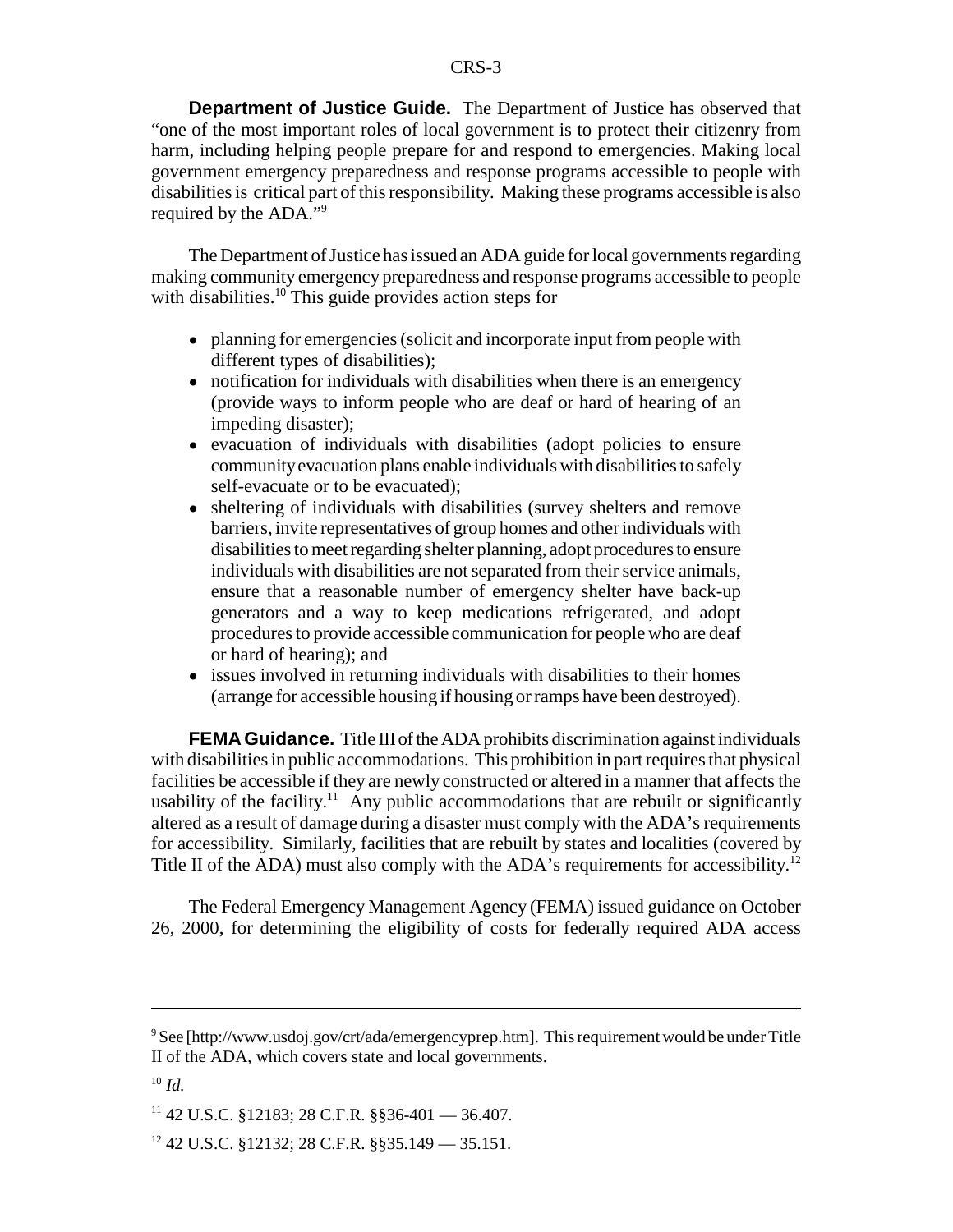**Department of Justice Guide.** The Department of Justice has observed that "one of the most important roles of local government is to protect their citizenry from harm, including helping people prepare for and respond to emergencies. Making local government emergency preparedness and response programs accessible to people with disabilities is critical part of this responsibility. Making these programs accessible is also required by the ADA."[9]

The Department of Justice has issued an ADA guide for local governments regarding making community emergency preparedness and response programs accessible to people with disabilities.[10] This guide provides action steps for

- planning for emergencies (solicit and incorporate input from people with different types of disabilities);
- notification for individuals with disabilities when there is an emergency (provide ways to inform people who are deaf or hard of hearing of an impeding disaster);
- evacuation of individuals with disabilities (adopt policies to ensure community evacuation plans enable individuals with disabilities to safely self-evacuate or to be evacuated);
- sheltering of individuals with disabilities (survey shelters and remove barriers, invite representatives of group homes and other individuals with disabilities to meet regarding shelter planning, adopt procedures to ensure individuals with disabilities are not separated from their service animals, ensure that a reasonable number of emergency shelter have back-up generators and a way to keep medications refrigerated, and adopt procedures to provide accessible communication for people who are deaf or hard of hearing); and
- issues involved in returning individuals with disabilities to their homes (arrange for accessible housing if housing or ramps have been destroyed).

**FEMA Guidance.** Title III of the ADA prohibits discrimination against individuals with disabilities in public accommodations. This prohibition in part requires that physical facilities be accessible if they are newly constructed or altered in a manner that affects the usability of the facility.[11] Any public accommodations that are rebuilt or significantly altered as a result of damage during a disaster must comply with the ADA's requirements for accessibility. Similarly, facilities that are rebuilt by states and localities (covered by Title II of the ADA) must also comply with the ADA's requirements for accessibility.[12]

The Federal Emergency Management Agency (FEMA) issued guidance on October 26, 2000, for determining the eligibility of costs for federally required ADA access

---

[9] See [http://www.usdoj.gov/crt/ada/emergencyprep.htm]. This requirement would be under Title II of the ADA, which covers state and local governments.

[10] *Id.*

[11] 42 U.S.C. §12183; 28 C.F.R. §§36-401 — 36.407.

[12] 42 U.S.C. §12132; 28 C.F.R. §§35.149 — 35.151.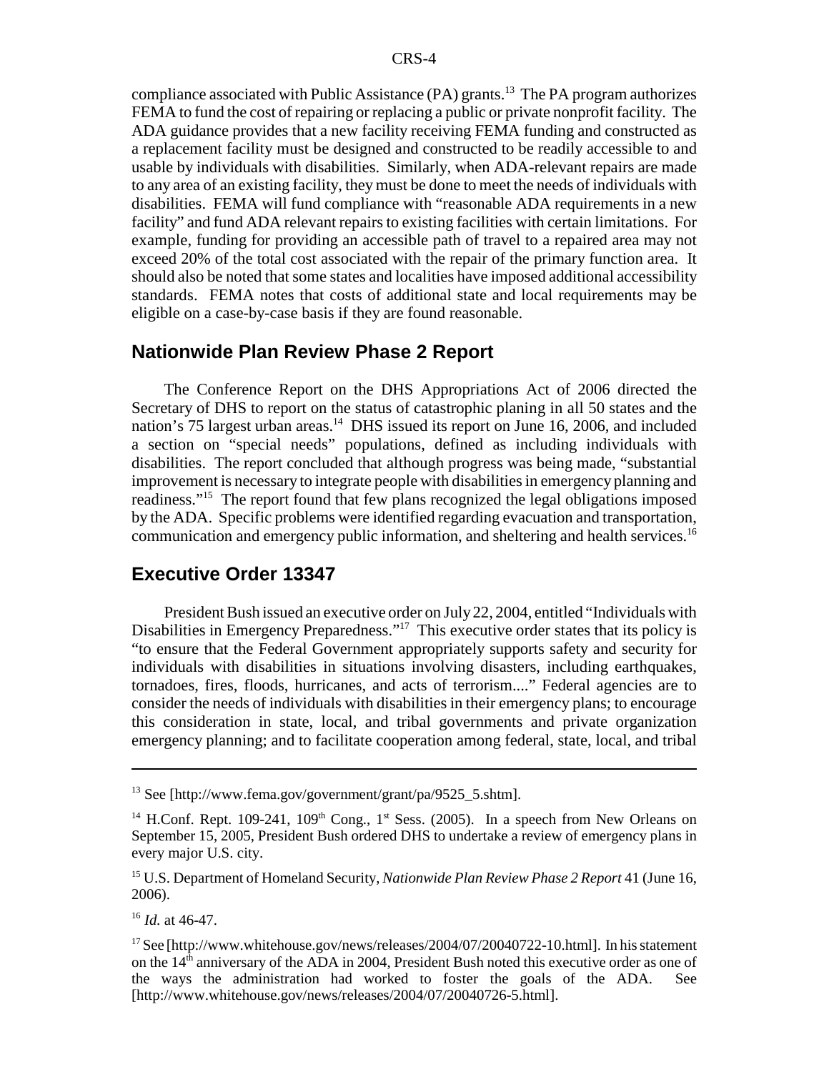compliance associated with Public Assistance (PA) grants.[13] The PA program authorizes FEMA to fund the cost of repairing or replacing a public or private nonprofit facility. The ADA guidance provides that a new facility receiving FEMA funding and constructed as a replacement facility must be designed and constructed to be readily accessible to and usable by individuals with disabilities. Similarly, when ADA-relevant repairs are made to any area of an existing facility, they must be done to meet the needs of individuals with disabilities. FEMA will fund compliance with "reasonable ADA requirements in a new facility" and fund ADA relevant repairs to existing facilities with certain limitations. For example, funding for providing an accessible path of travel to a repaired area may not exceed 20% of the total cost associated with the repair of the primary function area. It should also be noted that some states and localities have imposed additional accessibility standards. FEMA notes that costs of additional state and local requirements may be eligible on a case-by-case basis if they are found reasonable.

## Nationwide Plan Review Phase 2 Report

The Conference Report on the DHS Appropriations Act of 2006 directed the Secretary of DHS to report on the status of catastrophic planing in all 50 states and the nation's 75 largest urban areas.[14] DHS issued its report on June 16, 2006, and included a section on "special needs" populations, defined as including individuals with disabilities. The report concluded that although progress was being made, "substantial improvement is necessary to integrate people with disabilities in emergency planning and readiness."[15] The report found that few plans recognized the legal obligations imposed by the ADA. Specific problems were identified regarding evacuation and transportation, communication and emergency public information, and sheltering and health services.[16]

## Executive Order 13347

President Bush issued an executive order on July 22, 2004, entitled "Individuals with Disabilities in Emergency Preparedness."[17] This executive order states that its policy is "to ensure that the Federal Government appropriately supports safety and security for individuals with disabilities in situations involving disasters, including earthquakes, tornadoes, fires, floods, hurricanes, and acts of terrorism...." Federal agencies are to consider the needs of individuals with disabilities in their emergency plans; to encourage this consideration in state, local, and tribal governments and private organization emergency planning; and to facilitate cooperation among federal, state, local, and tribal

---

[13] See [http://www.fema.gov/government/grant/pa/9525_5.shtm].

[14] H.Conf. Rept. 109-241, 109th Cong., 1st Sess. (2005). In a speech from New Orleans on September 15, 2005, President Bush ordered DHS to undertake a review of emergency plans in every major U.S. city.

[15] U.S. Department of Homeland Security, *Nationwide Plan Review Phase 2 Report* 41 (June 16, 2006).

[16] *Id.* at 46-47.

[17] See [http://www.whitehouse.gov/news/releases/2004/07/20040722-10.html]. In his statement on the 14th anniversary of the ADA in 2004, President Bush noted this executive order as one of the ways the administration had worked to foster the goals of the ADA. See [http://www.whitehouse.gov/news/releases/2004/07/20040726-5.html].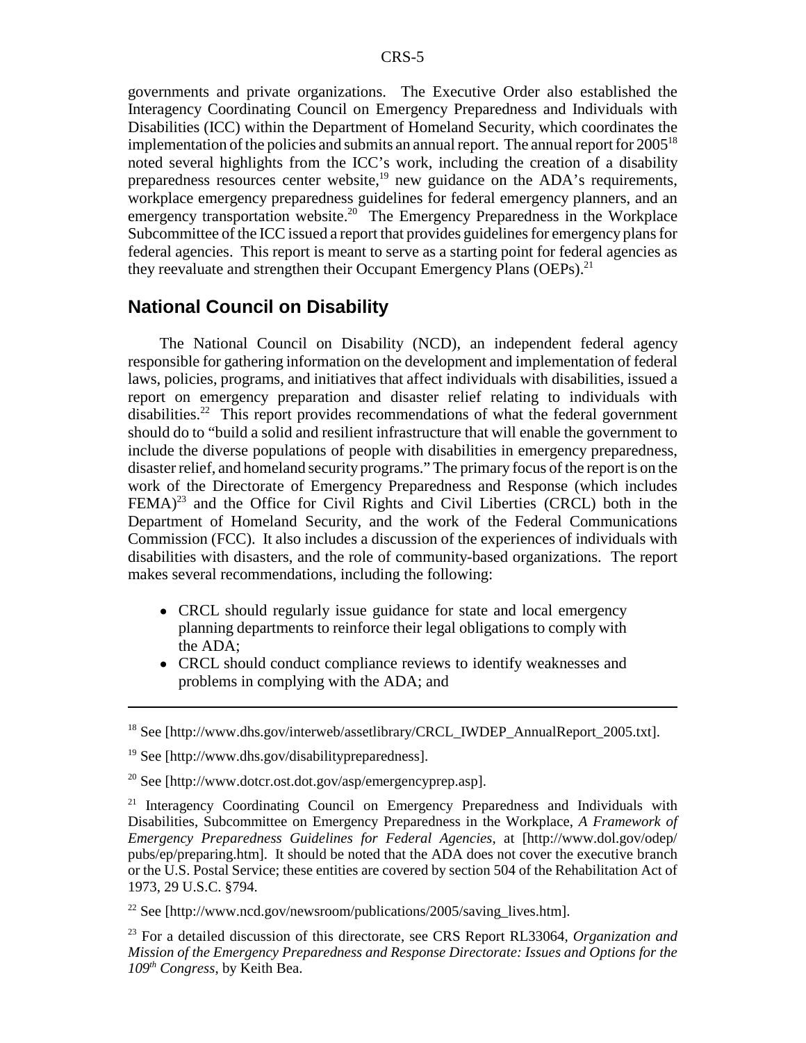governments and private organizations. The Executive Order also established the Interagency Coordinating Council on Emergency Preparedness and Individuals with Disabilities (ICC) within the Department of Homeland Security, which coordinates the implementation of the policies and submits an annual report. The annual report for 2005[18] noted several highlights from the ICC's work, including the creation of a disability preparedness resources center website,[19] new guidance on the ADA's requirements, workplace emergency preparedness guidelines for federal emergency planners, and an emergency transportation website.[20] The Emergency Preparedness in the Workplace Subcommittee of the ICC issued a report that provides guidelines for emergency plans for federal agencies. This report is meant to serve as a starting point for federal agencies as they reevaluate and strengthen their Occupant Emergency Plans (OEPs).[21]

## National Council on Disability

The National Council on Disability (NCD), an independent federal agency responsible for gathering information on the development and implementation of federal laws, policies, programs, and initiatives that affect individuals with disabilities, issued a report on emergency preparation and disaster relief relating to individuals with disabilities.[22] This report provides recommendations of what the federal government should do to "build a solid and resilient infrastructure that will enable the government to include the diverse populations of people with disabilities in emergency preparedness, disaster relief, and homeland security programs." The primary focus of the report is on the work of the Directorate of Emergency Preparedness and Response (which includes FEMA)[23] and the Office for Civil Rights and Civil Liberties (CRCL) both in the Department of Homeland Security, and the work of the Federal Communications Commission (FCC). It also includes a discussion of the experiences of individuals with disabilities with disasters, and the role of community-based organizations. The report makes several recommendations, including the following:

- CRCL should regularly issue guidance for state and local emergency planning departments to reinforce their legal obligations to comply with the ADA;
- CRCL should conduct compliance reviews to identify weaknesses and problems in complying with the ADA; and

---

[18] See [http://www.dhs.gov/interweb/assetlibrary/CRCL_IWDEP_AnnualReport_2005.txt].

[19] See [http://www.dhs.gov/disabilitypreparedness].

[20] See [http://www.dotcr.ost.dot.gov/asp/emergencyprep.asp].

[21] Interagency Coordinating Council on Emergency Preparedness and Individuals with Disabilities, Subcommittee on Emergency Preparedness in the Workplace, *A Framework of Emergency Preparedness Guidelines for Federal Agencies*, at [http://www.dol.gov/odep/pubs/ep/preparing.htm]. It should be noted that the ADA does not cover the executive branch or the U.S. Postal Service; these entities are covered by section 504 of the Rehabilitation Act of 1973, 29 U.S.C. §794.

[22] See [http://www.ncd.gov/newsroom/publications/2005/saving_lives.htm].

[23] For a detailed discussion of this directorate, see CRS Report RL33064, *Organization and Mission of the Emergency Preparedness and Response Directorate: Issues and Options for the 109th Congress*, by Keith Bea.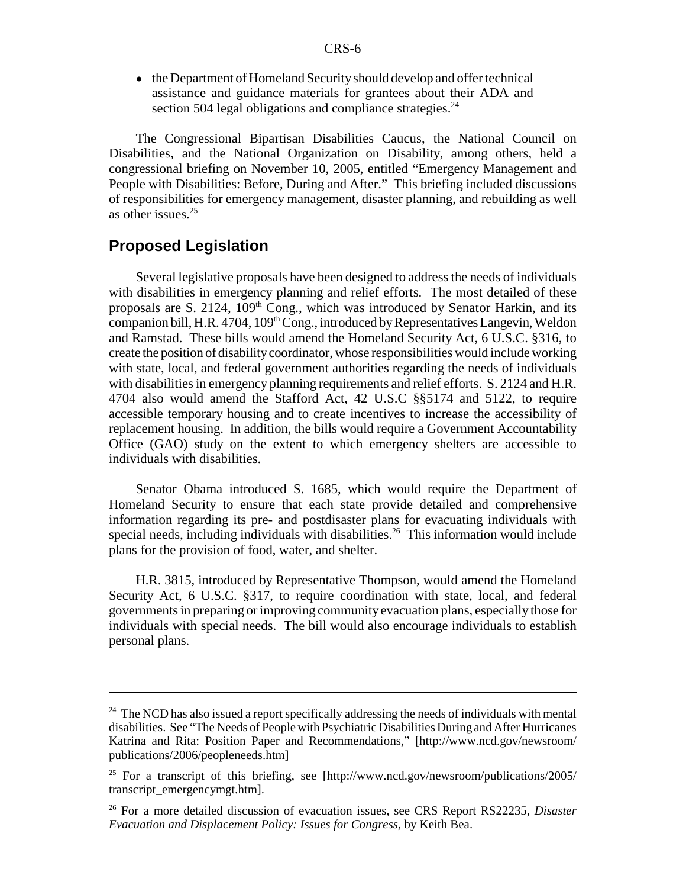- the Department of Homeland Security should develop and offer technical assistance and guidance materials for grantees about their ADA and section 504 legal obligations and compliance strategies.[24]

The Congressional Bipartisan Disabilities Caucus, the National Council on Disabilities, and the National Organization on Disability, among others, held a congressional briefing on November 10, 2005, entitled "Emergency Management and People with Disabilities: Before, During and After." This briefing included discussions of responsibilities for emergency management, disaster planning, and rebuilding as well as other issues.[25]

## Proposed Legislation

Several legislative proposals have been designed to address the needs of individuals with disabilities in emergency planning and relief efforts. The most detailed of these proposals are S. 2124, 109th Cong., which was introduced by Senator Harkin, and its companion bill, H.R. 4704, 109th Cong., introduced by Representatives Langevin, Weldon and Ramstad. These bills would amend the Homeland Security Act, 6 U.S.C. §316, to create the position of disability coordinator, whose responsibilities would include working with state, local, and federal government authorities regarding the needs of individuals with disabilities in emergency planning requirements and relief efforts. S. 2124 and H.R. 4704 also would amend the Stafford Act, 42 U.S.C §§5174 and 5122, to require accessible temporary housing and to create incentives to increase the accessibility of replacement housing. In addition, the bills would require a Government Accountability Office (GAO) study on the extent to which emergency shelters are accessible to individuals with disabilities.

Senator Obama introduced S. 1685, which would require the Department of Homeland Security to ensure that each state provide detailed and comprehensive information regarding its pre- and postdisaster plans for evacuating individuals with special needs, including individuals with disabilities.[26] This information would include plans for the provision of food, water, and shelter.

H.R. 3815, introduced by Representative Thompson, would amend the Homeland Security Act, 6 U.S.C. §317, to require coordination with state, local, and federal governments in preparing or improving community evacuation plans, especially those for individuals with special needs. The bill would also encourage individuals to establish personal plans.

---

[24] The NCD has also issued a report specifically addressing the needs of individuals with mental disabilities. See "The Needs of People with Psychiatric Disabilities During and After Hurricanes Katrina and Rita: Position Paper and Recommendations," [http://www.ncd.gov/newsroom/publications/2006/peopleneeds.htm]

[25] For a transcript of this briefing, see [http://www.ncd.gov/newsroom/publications/2005/transcript_emergencymgt.htm].

[26] For a more detailed discussion of evacuation issues, see CRS Report RS22235, *Disaster Evacuation and Displacement Policy: Issues for Congress*, by Keith Bea.